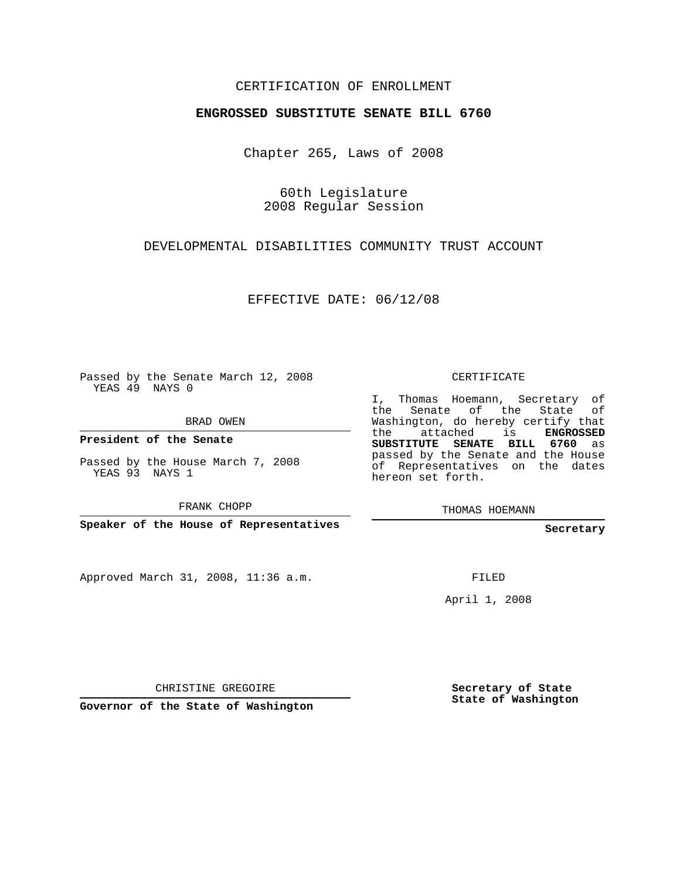CERTIFICATION OF ENROLLMENT

**ENGROSSED SUBSTITUTE SENATE BILL 6760**

Chapter 265, Laws of 2008

60th Legislature
2008 Regular Session

DEVELOPMENTAL DISABILITIES COMMUNITY TRUST ACCOUNT

EFFECTIVE DATE: 06/12/08

Passed by the Senate March 12, 2008
YEAS 49 NAYS 0

BRAD OWEN

**President of the Senate**

Passed by the House March 7, 2008
YEAS 93 NAYS 1

FRANK CHOPP

**Speaker of the House of Representatives**

CERTIFICATE

I, Thomas Hoemann, Secretary of the Senate of the State of Washington, do hereby certify that the attached is **ENGROSSED SUBSTITUTE SENATE BILL 6760** as passed by the Senate and the House of Representatives on the dates hereon set forth.

THOMAS HOEMANN

**Secretary**

Approved March 31, 2008, 11:36 a.m.

FILED

April 1, 2008

CHRISTINE GREGOIRE

**Governor of the State of Washington**

**Secretary of State**
**State of Washington**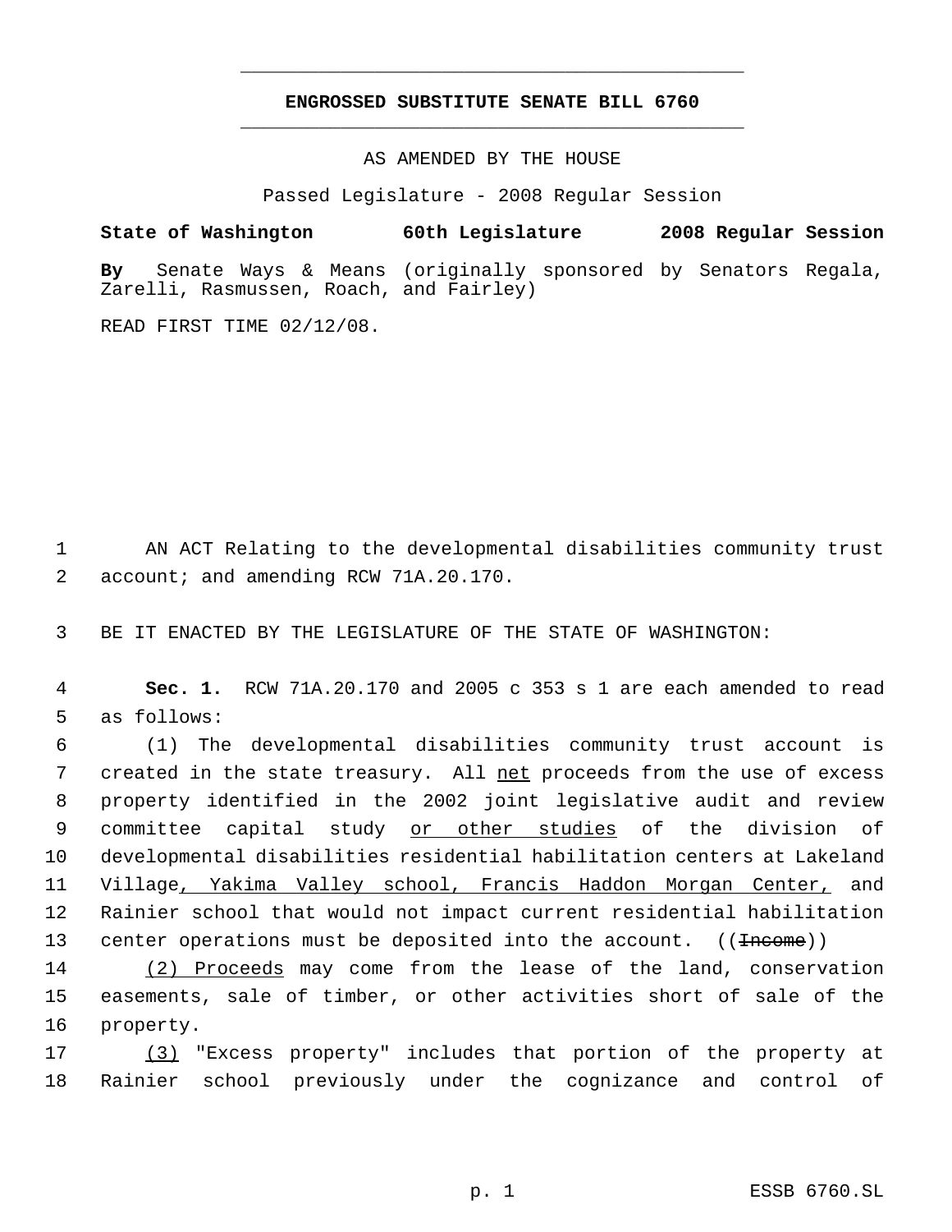# ENGROSSED SUBSTITUTE SENATE BILL 6760

AS AMENDED BY THE HOUSE

Passed Legislature - 2008 Regular Session

**State of Washington 60th Legislature 2008 Regular Session**

**By** Senate Ways & Means (originally sponsored by Senators Regala, Zarelli, Rasmussen, Roach, and Fairley)

READ FIRST TIME 02/12/08.

1 AN ACT Relating to the developmental disabilities community trust
2 account; and amending RCW 71A.20.170.

3 BE IT ENACTED BY THE LEGISLATURE OF THE STATE OF WASHINGTON:

4 **Sec. 1.** RCW 71A.20.170 and 2005 c 353 s 1 are each amended to read
5 as follows:

6 (1) The developmental disabilities community trust account is
7 created in the state treasury. All net proceeds from the use of excess
8 property identified in the 2002 joint legislative audit and review
9 committee capital study or other studies of the division of
10 developmental disabilities residential habilitation centers at Lakeland
11 Village, Yakima Valley school, Francis Haddon Morgan Center, and
12 Rainier school that would not impact current residential habilitation
13 center operations must be deposited into the account. ((~~Income~~))

14 (2) Proceeds may come from the lease of the land, conservation
15 easements, sale of timber, or other activities short of sale of the
16 property.

17 (3) "Excess property" includes that portion of the property at
18 Rainier school previously under the cognizance and control of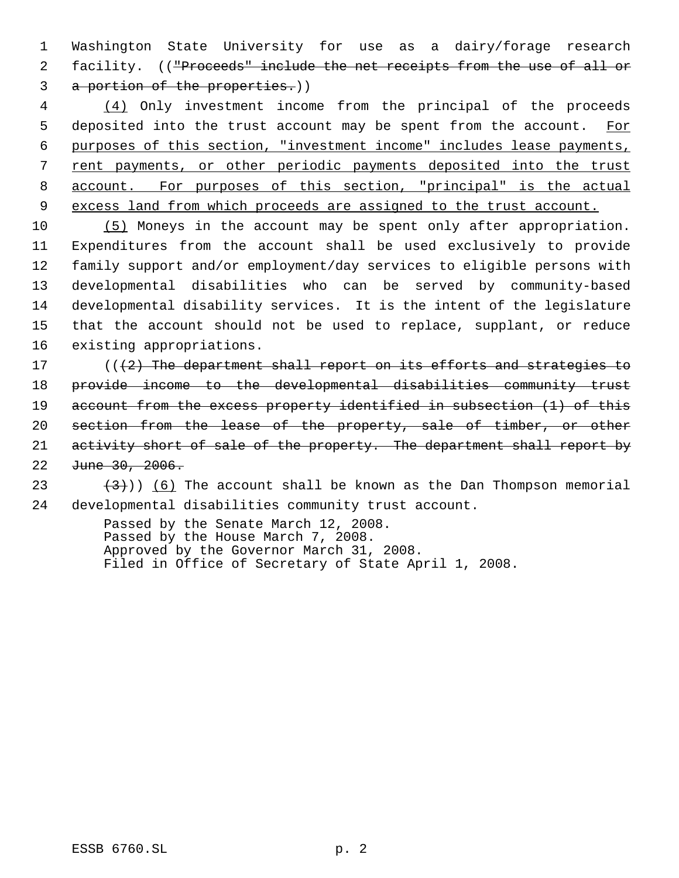Washington State University for use as a dairy/forage research facility. ((~~"Proceeds" include the net receipts from the use of all or a portion of the properties.~~))

(4) Only investment income from the principal of the proceeds deposited into the trust account may be spent from the account. For purposes of this section, "investment income" includes lease payments, rent payments, or other periodic payments deposited into the trust account. For purposes of this section, "principal" is the actual excess land from which proceeds are assigned to the trust account.

(5) Moneys in the account may be spent only after appropriation. Expenditures from the account shall be used exclusively to provide family support and/or employment/day services to eligible persons with developmental disabilities who can be served by community-based developmental disability services. It is the intent of the legislature that the account should not be used to replace, supplant, or reduce existing appropriations.

((~~(2) The department shall report on its efforts and strategies to provide income to the developmental disabilities community trust account from the excess property identified in subsection (1) of this section from the lease of the property, sale of timber, or other activity short of sale of the property. The department shall report by June 30, 2006.~~

~~(3)~~)) (6) The account shall be known as the Dan Thompson memorial developmental disabilities community trust account.

Passed by the Senate March 12, 2008.
Passed by the House March 7, 2008.
Approved by the Governor March 31, 2008.
Filed in Office of Secretary of State April 1, 2008.